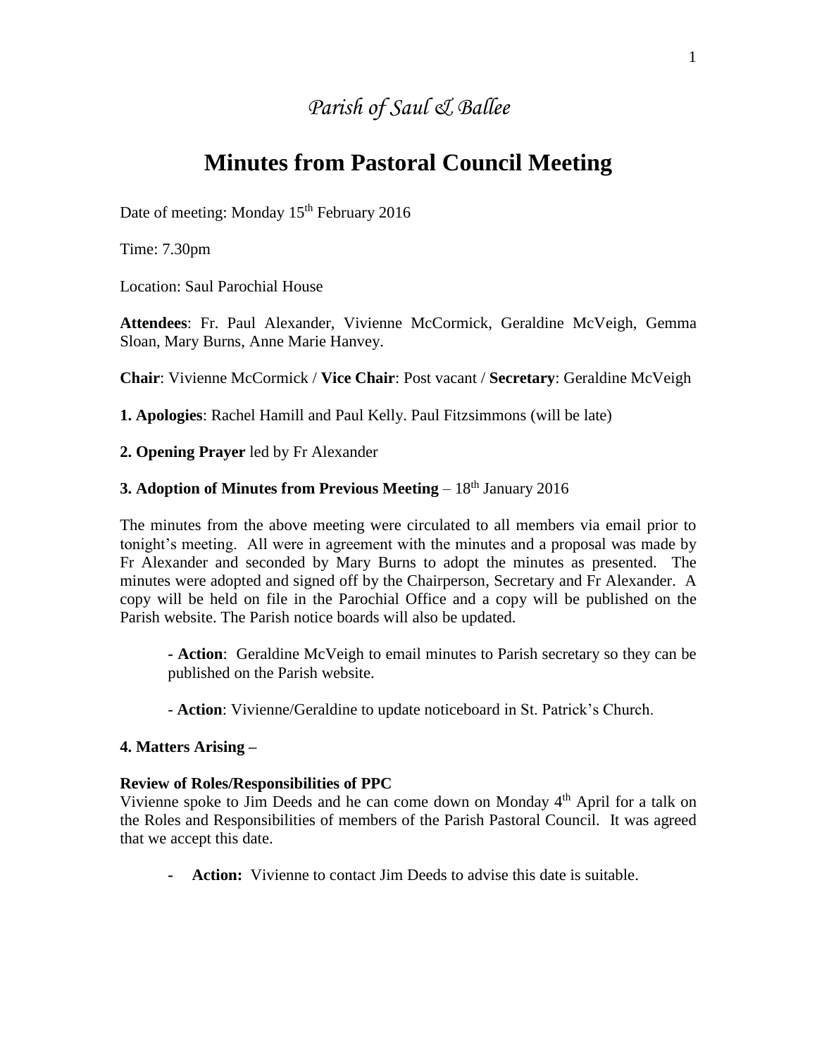*Parish of Saul & Ballee*

# Minutes from Pastoral Council Meeting

Date of meeting: Monday 15th February 2016

Time: 7.30pm

Location: Saul Parochial House

**Attendees**: Fr. Paul Alexander, Vivienne McCormick, Geraldine McVeigh, Gemma Sloan, Mary Burns, Anne Marie Hanvey.

**Chair**: Vivienne McCormick / **Vice Chair**: Post vacant / **Secretary**: Geraldine McVeigh

**1. Apologies**: Rachel Hamill and Paul Kelly. Paul Fitzsimmons (will be late)

**2. Opening Prayer** led by Fr Alexander

**3. Adoption of Minutes from Previous Meeting** – 18th January 2016

The minutes from the above meeting were circulated to all members via email prior to tonight's meeting. All were in agreement with the minutes and a proposal was made by Fr Alexander and seconded by Mary Burns to adopt the minutes as presented. The minutes were adopted and signed off by the Chairperson, Secretary and Fr Alexander. A copy will be held on file in the Parochial Office and a copy will be published on the Parish website. The Parish notice boards will also be updated.

- **Action**: Geraldine McVeigh to email minutes to Parish secretary so they can be published on the Parish website.
- **Action**: Vivienne/Geraldine to update noticeboard in St. Patrick's Church.

**4. Matters Arising –**

**Review of Roles/Responsibilities of PPC**

Vivienne spoke to Jim Deeds and he can come down on Monday 4th April for a talk on the Roles and Responsibilities of members of the Parish Pastoral Council. It was agreed that we accept this date.

- **Action:** Vivienne to contact Jim Deeds to advise this date is suitable.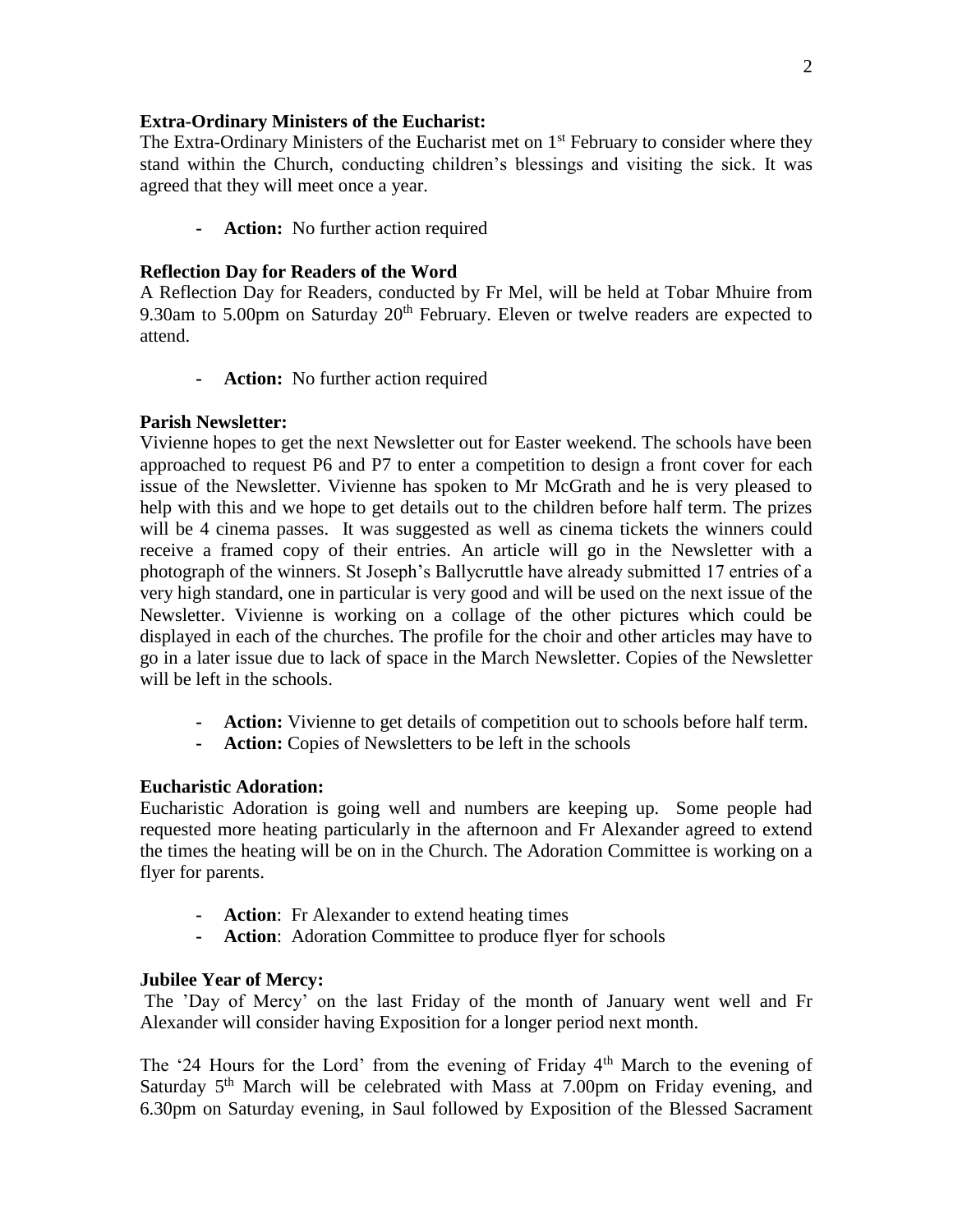**Extra-Ordinary Ministers of the Eucharist:**

The Extra-Ordinary Ministers of the Eucharist met on 1st February to consider where they stand within the Church, conducting children's blessings and visiting the sick. It was agreed that they will meet once a year.

- **Action:** No further action required

**Reflection Day for Readers of the Word**

A Reflection Day for Readers, conducted by Fr Mel, will be held at Tobar Mhuire from 9.30am to 5.00pm on Saturday 20th February. Eleven or twelve readers are expected to attend.

- **Action:** No further action required

**Parish Newsletter:**

Vivienne hopes to get the next Newsletter out for Easter weekend. The schools have been approached to request P6 and P7 to enter a competition to design a front cover for each issue of the Newsletter. Vivienne has spoken to Mr McGrath and he is very pleased to help with this and we hope to get details out to the children before half term. The prizes will be 4 cinema passes. It was suggested as well as cinema tickets the winners could receive a framed copy of their entries. An article will go in the Newsletter with a photograph of the winners. St Joseph's Ballycruttle have already submitted 17 entries of a very high standard, one in particular is very good and will be used on the next issue of the Newsletter. Vivienne is working on a collage of the other pictures which could be displayed in each of the churches. The profile for the choir and other articles may have to go in a later issue due to lack of space in the March Newsletter. Copies of the Newsletter will be left in the schools.

- **Action:** Vivienne to get details of competition out to schools before half term.
- **Action:** Copies of Newsletters to be left in the schools

**Eucharistic Adoration:**

Eucharistic Adoration is going well and numbers are keeping up. Some people had requested more heating particularly in the afternoon and Fr Alexander agreed to extend the times the heating will be on in the Church. The Adoration Committee is working on a flyer for parents.

- **Action**: Fr Alexander to extend heating times
- **Action**: Adoration Committee to produce flyer for schools

**Jubilee Year of Mercy:**

The 'Day of Mercy' on the last Friday of the month of January went well and Fr Alexander will consider having Exposition for a longer period next month.

The '24 Hours for the Lord' from the evening of Friday 4th March to the evening of Saturday 5th March will be celebrated with Mass at 7.00pm on Friday evening, and 6.30pm on Saturday evening, in Saul followed by Exposition of the Blessed Sacrament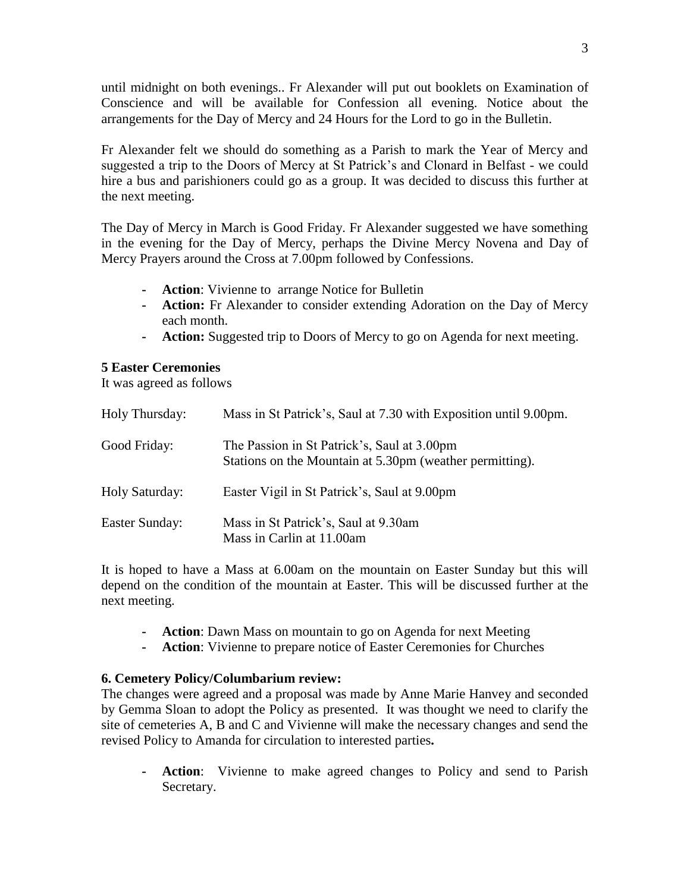until midnight on both evenings.. Fr Alexander will put out booklets on Examination of Conscience and will be available for Confession all evening. Notice about the arrangements for the Day of Mercy and 24 Hours for the Lord to go in the Bulletin.

Fr Alexander felt we should do something as a Parish to mark the Year of Mercy and suggested a trip to the Doors of Mercy at St Patrick's and Clonard in Belfast - we could hire a bus and parishioners could go as a group. It was decided to discuss this further at the next meeting.

The Day of Mercy in March is Good Friday. Fr Alexander suggested we have something in the evening for the Day of Mercy, perhaps the Divine Mercy Novena and Day of Mercy Prayers around the Cross at 7.00pm followed by Confessions.

- **Action**: Vivienne to arrange Notice for Bulletin
- **Action:** Fr Alexander to consider extending Adoration on the Day of Mercy each month.
- **Action:** Suggested trip to Doors of Mercy to go on Agenda for next meeting.

### 5 Easter Ceremonies

It was agreed as follows

| | |
|---|---|
| Holy Thursday: | Mass in St Patrick's, Saul at 7.30 with Exposition until 9.00pm. |
| Good Friday: | The Passion in St Patrick's, Saul at 3.00pm<br>Stations on the Mountain at 5.30pm (weather permitting). |
| Holy Saturday: | Easter Vigil in St Patrick's, Saul at 9.00pm |
| Easter Sunday: | Mass in St Patrick's, Saul at 9.30am<br>Mass in Carlin at 11.00am |

It is hoped to have a Mass at 6.00am on the mountain on Easter Sunday but this will depend on the condition of the mountain at Easter. This will be discussed further at the next meeting.

- **Action**: Dawn Mass on mountain to go on Agenda for next Meeting
- **Action**: Vivienne to prepare notice of Easter Ceremonies for Churches

### 6. Cemetery Policy/Columbarium review:

The changes were agreed and a proposal was made by Anne Marie Hanvey and seconded by Gemma Sloan to adopt the Policy as presented. It was thought we need to clarify the site of cemeteries A, B and C and Vivienne will make the necessary changes and send the revised Policy to Amanda for circulation to interested parties**.**

- **Action**: Vivienne to make agreed changes to Policy and send to Parish Secretary.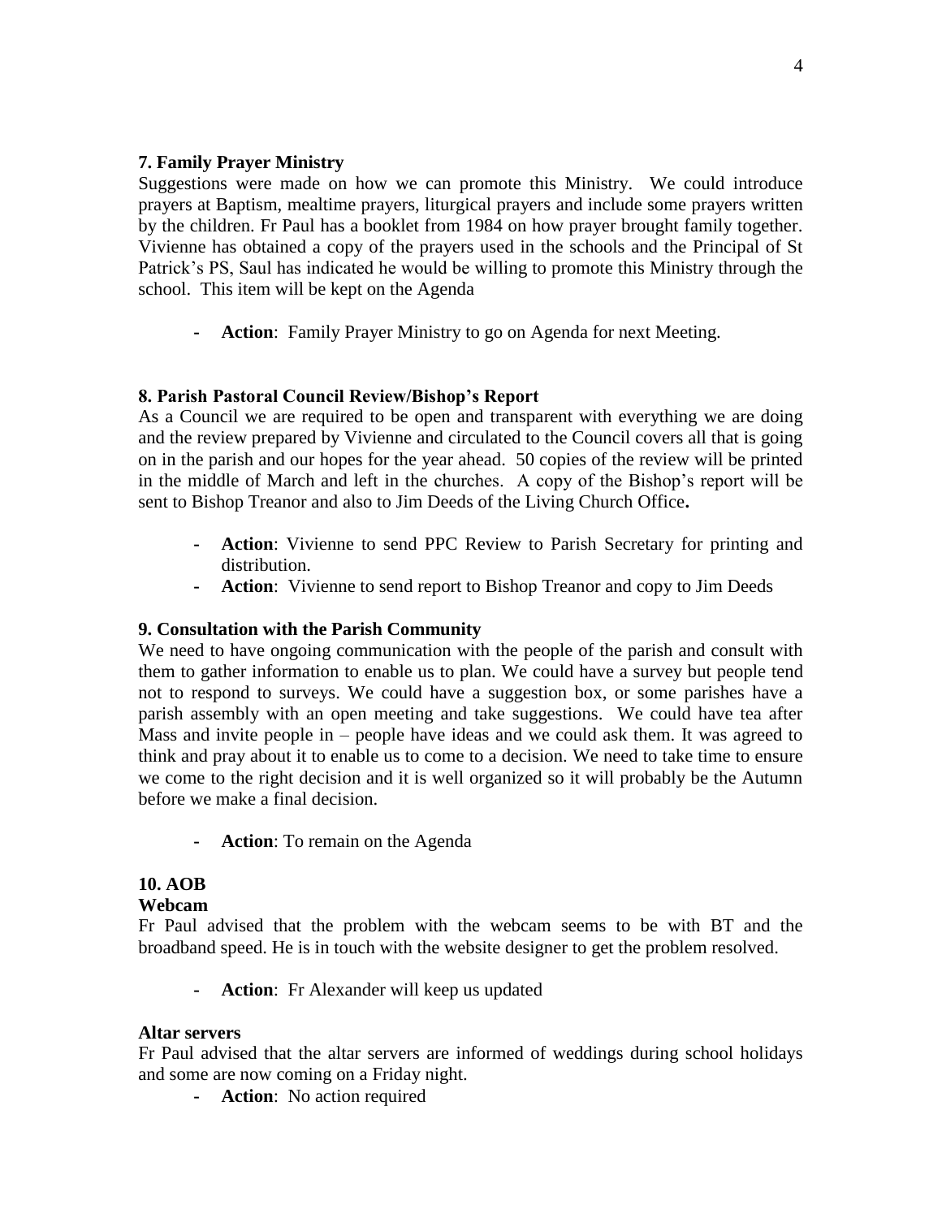### 7. Family Prayer Ministry

Suggestions were made on how we can promote this Ministry. We could introduce prayers at Baptism, mealtime prayers, liturgical prayers and include some prayers written by the children. Fr Paul has a booklet from 1984 on how prayer brought family together. Vivienne has obtained a copy of the prayers used in the schools and the Principal of St Patrick's PS, Saul has indicated he would be willing to promote this Ministry through the school. This item will be kept on the Agenda

- **Action**: Family Prayer Ministry to go on Agenda for next Meeting.

### 8. Parish Pastoral Council Review/Bishop's Report

As a Council we are required to be open and transparent with everything we are doing and the review prepared by Vivienne and circulated to the Council covers all that is going on in the parish and our hopes for the year ahead. 50 copies of the review will be printed in the middle of March and left in the churches. A copy of the Bishop's report will be sent to Bishop Treanor and also to Jim Deeds of the Living Church Office**.**

- **Action**: Vivienne to send PPC Review to Parish Secretary for printing and distribution.
- **Action**: Vivienne to send report to Bishop Treanor and copy to Jim Deeds

### 9. Consultation with the Parish Community

We need to have ongoing communication with the people of the parish and consult with them to gather information to enable us to plan. We could have a survey but people tend not to respond to surveys. We could have a suggestion box, or some parishes have a parish assembly with an open meeting and take suggestions. We could have tea after Mass and invite people in – people have ideas and we could ask them. It was agreed to think and pray about it to enable us to come to a decision. We need to take time to ensure we come to the right decision and it is well organized so it will probably be the Autumn before we make a final decision.

- **Action**: To remain on the Agenda

### 10. AOB

**Webcam**

Fr Paul advised that the problem with the webcam seems to be with BT and the broadband speed. He is in touch with the website designer to get the problem resolved.

- **Action**: Fr Alexander will keep us updated

**Altar servers**

Fr Paul advised that the altar servers are informed of weddings during school holidays and some are now coming on a Friday night.

- **Action**: No action required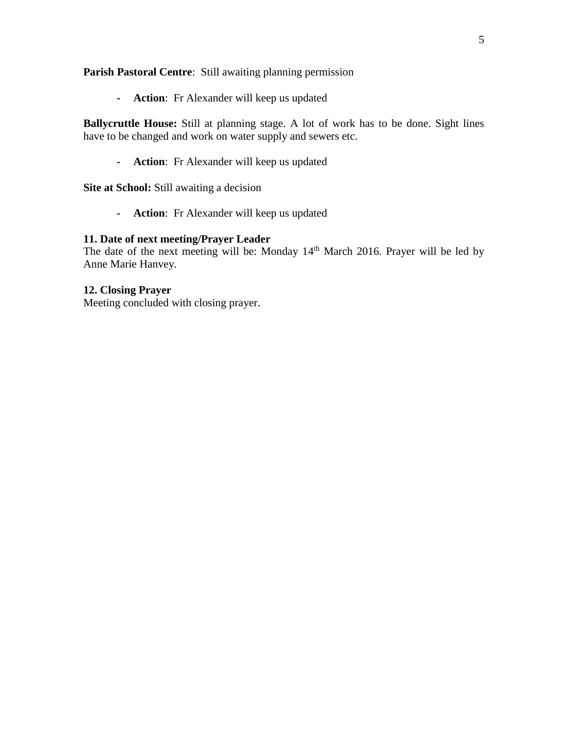**Parish Pastoral Centre**: Still awaiting planning permission

- **Action**: Fr Alexander will keep us updated

**Ballycruttle House:** Still at planning stage. A lot of work has to be done. Sight lines have to be changed and work on water supply and sewers etc.

- **Action**: Fr Alexander will keep us updated

**Site at School:** Still awaiting a decision

- **Action**: Fr Alexander will keep us updated

**11. Date of next meeting/Prayer Leader**

The date of the next meeting will be: Monday 14th March 2016. Prayer will be led by Anne Marie Hanvey.

**12. Closing Prayer**

Meeting concluded with closing prayer.